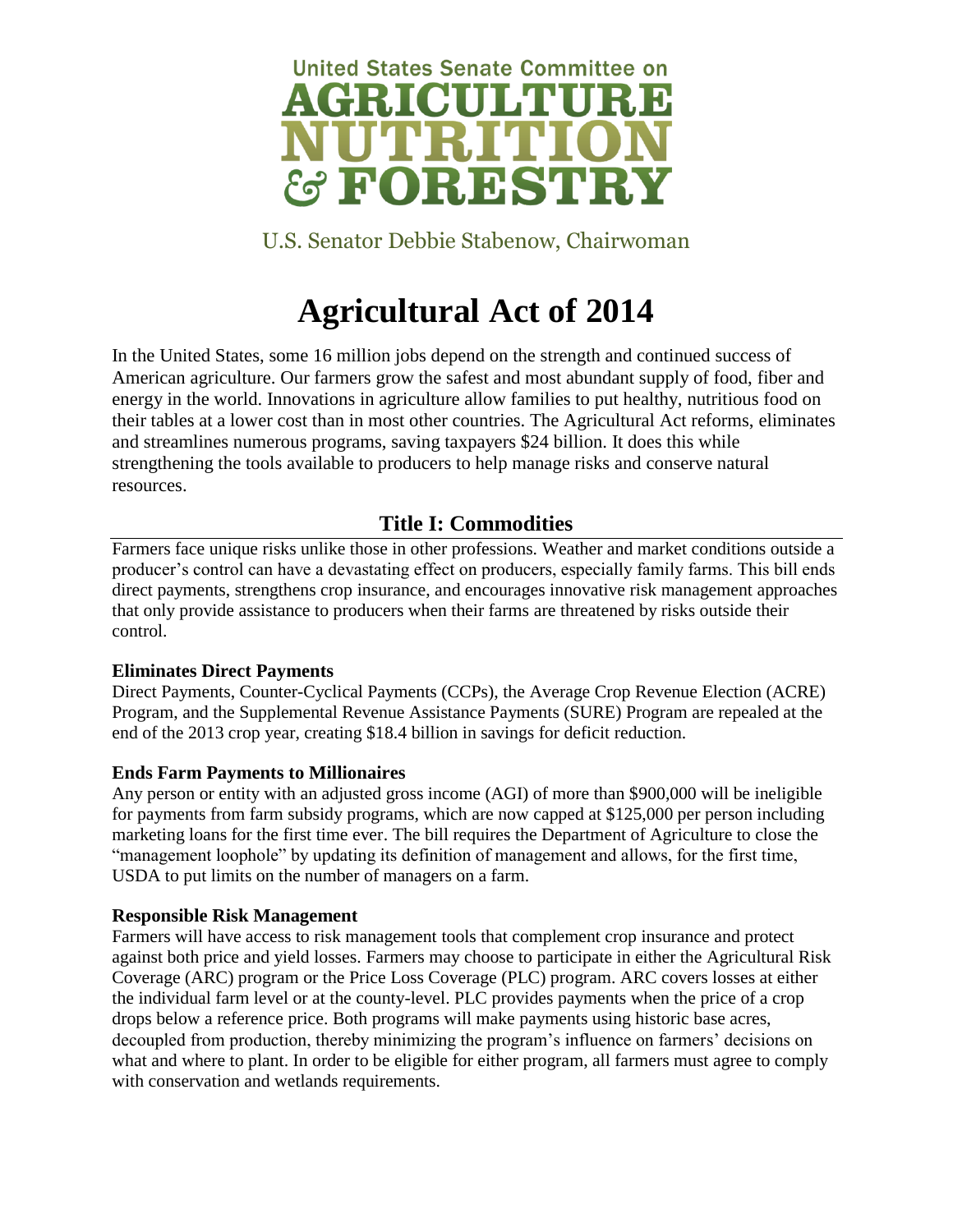United States Senate Committee on

**AGRICULTURE NUTRITION & FORESTRY**

U.S. Senator Debbie Stabenow, Chairwoman

# Agricultural Act of 2014

In the United States, some 16 million jobs depend on the strength and continued success of American agriculture. Our farmers grow the safest and most abundant supply of food, fiber and energy in the world. Innovations in agriculture allow families to put healthy, nutritious food on their tables at a lower cost than in most other countries. The Agricultural Act reforms, eliminates and streamlines numerous programs, saving taxpayers $24 billion. It does this while strengthening the tools available to producers to help manage risks and conserve natural resources.

## Title I: Commodities

Farmers face unique risks unlike those in other professions. Weather and market conditions outside a producer's control can have a devastating effect on producers, especially family farms. This bill ends direct payments, strengthens crop insurance, and encourages innovative risk management approaches that only provide assistance to producers when their farms are threatened by risks outside their control.

**Eliminates Direct Payments**

Direct Payments, Counter-Cyclical Payments (CCPs), the Average Crop Revenue Election (ACRE) Program, and the Supplemental Revenue Assistance Payments (SURE) Program are repealed at the end of the 2013 crop year, creating $18.4 billion in savings for deficit reduction.

**Ends Farm Payments to Millionaires**

Any person or entity with an adjusted gross income (AGI) of more than $900,000 will be ineligible for payments from farm subsidy programs, which are now capped at $125,000 per person including marketing loans for the first time ever. The bill requires the Department of Agriculture to close the "management loophole" by updating its definition of management and allows, for the first time, USDA to put limits on the number of managers on a farm.

**Responsible Risk Management**

Farmers will have access to risk management tools that complement crop insurance and protect against both price and yield losses. Farmers may choose to participate in either the Agricultural Risk Coverage (ARC) program or the Price Loss Coverage (PLC) program. ARC covers losses at either the individual farm level or at the county-level. PLC provides payments when the price of a crop drops below a reference price. Both programs will make payments using historic base acres, decoupled from production, thereby minimizing the program's influence on farmers' decisions on what and where to plant. In order to be eligible for either program, all farmers must agree to comply with conservation and wetlands requirements.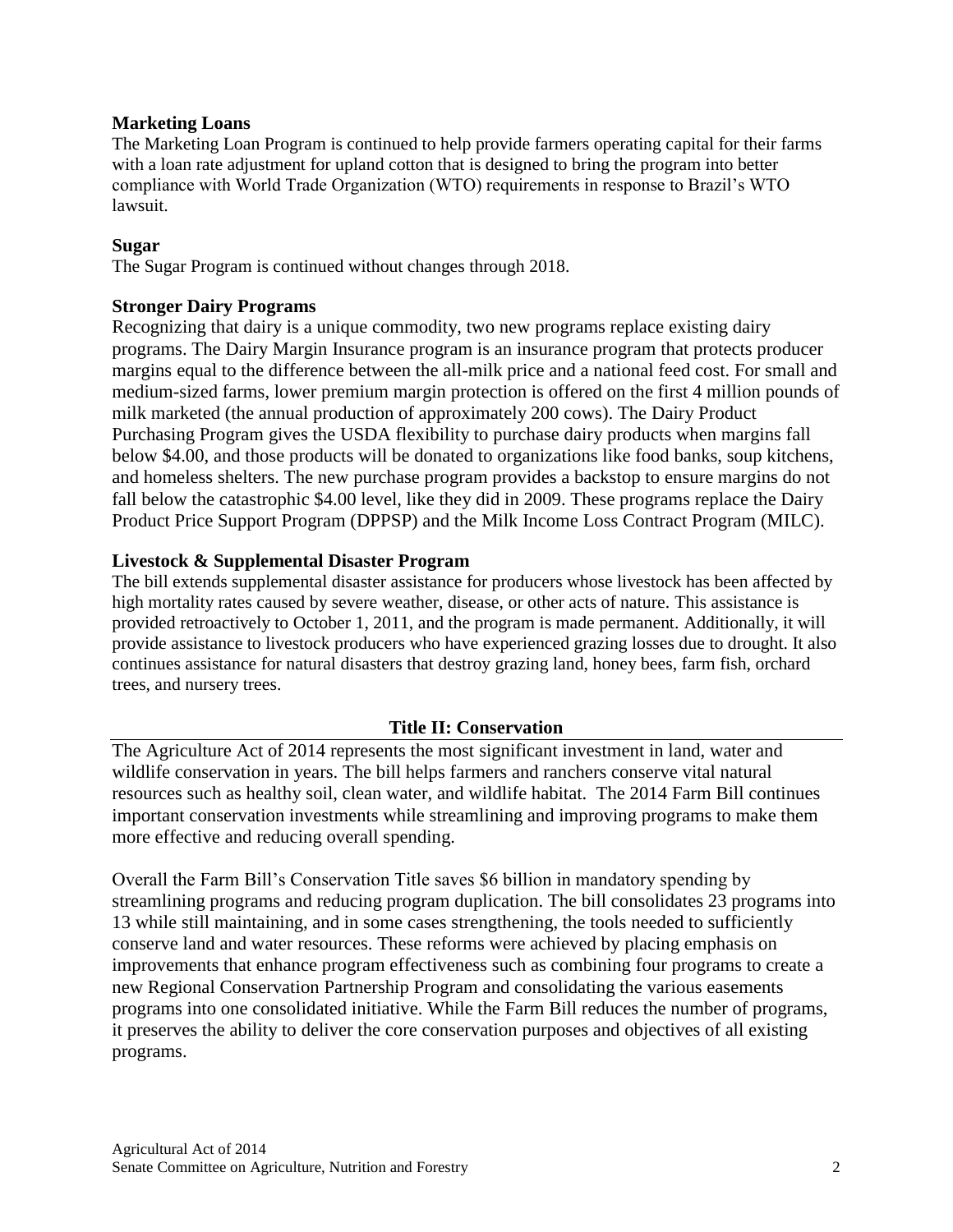### Marketing Loans

The Marketing Loan Program is continued to help provide farmers operating capital for their farms with a loan rate adjustment for upland cotton that is designed to bring the program into better compliance with World Trade Organization (WTO) requirements in response to Brazil's WTO lawsuit.

### Sugar

The Sugar Program is continued without changes through 2018.

### Stronger Dairy Programs

Recognizing that dairy is a unique commodity, two new programs replace existing dairy programs. The Dairy Margin Insurance program is an insurance program that protects producer margins equal to the difference between the all-milk price and a national feed cost. For small and medium-sized farms, lower premium margin protection is offered on the first 4 million pounds of milk marketed (the annual production of approximately 200 cows). The Dairy Product Purchasing Program gives the USDA flexibility to purchase dairy products when margins fall below $4.00, and those products will be donated to organizations like food banks, soup kitchens, and homeless shelters. The new purchase program provides a backstop to ensure margins do not fall below the catastrophic $4.00 level, like they did in 2009. These programs replace the Dairy Product Price Support Program (DPPSP) and the Milk Income Loss Contract Program (MILC).

### Livestock & Supplemental Disaster Program

The bill extends supplemental disaster assistance for producers whose livestock has been affected by high mortality rates caused by severe weather, disease, or other acts of nature. This assistance is provided retroactively to October 1, 2011, and the program is made permanent. Additionally, it will provide assistance to livestock producers who have experienced grazing losses due to drought. It also continues assistance for natural disasters that destroy grazing land, honey bees, farm fish, orchard trees, and nursery trees.

## Title II: Conservation

The Agriculture Act of 2014 represents the most significant investment in land, water and wildlife conservation in years. The bill helps farmers and ranchers conserve vital natural resources such as healthy soil, clean water, and wildlife habitat. The 2014 Farm Bill continues important conservation investments while streamlining and improving programs to make them more effective and reducing overall spending.

Overall the Farm Bill's Conservation Title saves $6 billion in mandatory spending by streamlining programs and reducing program duplication. The bill consolidates 23 programs into 13 while still maintaining, and in some cases strengthening, the tools needed to sufficiently conserve land and water resources. These reforms were achieved by placing emphasis on improvements that enhance program effectiveness such as combining four programs to create a new Regional Conservation Partnership Program and consolidating the various easements programs into one consolidated initiative. While the Farm Bill reduces the number of programs, it preserves the ability to deliver the core conservation purposes and objectives of all existing programs.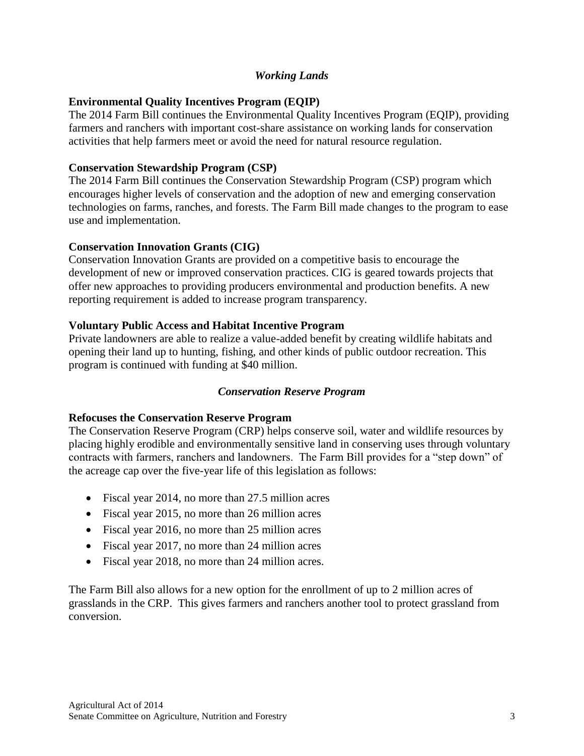## *Working Lands*

**Environmental Quality Incentives Program (EQIP)**
The 2014 Farm Bill continues the Environmental Quality Incentives Program (EQIP), providing farmers and ranchers with important cost-share assistance on working lands for conservation activities that help farmers meet or avoid the need for natural resource regulation.

**Conservation Stewardship Program (CSP)**
The 2014 Farm Bill continues the Conservation Stewardship Program (CSP) program which encourages higher levels of conservation and the adoption of new and emerging conservation technologies on farms, ranches, and forests. The Farm Bill made changes to the program to ease use and implementation.

**Conservation Innovation Grants (CIG)**
Conservation Innovation Grants are provided on a competitive basis to encourage the development of new or improved conservation practices. CIG is geared towards projects that offer new approaches to providing producers environmental and production benefits. A new reporting requirement is added to increase program transparency.

**Voluntary Public Access and Habitat Incentive Program**
Private landowners are able to realize a value-added benefit by creating wildlife habitats and opening their land up to hunting, fishing, and other kinds of public outdoor recreation. This program is continued with funding at $40 million.

## *Conservation Reserve Program*

**Refocuses the Conservation Reserve Program**
The Conservation Reserve Program (CRP) helps conserve soil, water and wildlife resources by placing highly erodible and environmentally sensitive land in conserving uses through voluntary contracts with farmers, ranchers and landowners. The Farm Bill provides for a "step down" of the acreage cap over the five-year life of this legislation as follows:

- Fiscal year 2014, no more than 27.5 million acres
- Fiscal year 2015, no more than 26 million acres
- Fiscal year 2016, no more than 25 million acres
- Fiscal year 2017, no more than 24 million acres
- Fiscal year 2018, no more than 24 million acres.

The Farm Bill also allows for a new option for the enrollment of up to 2 million acres of grasslands in the CRP. This gives farmers and ranchers another tool to protect grassland from conversion.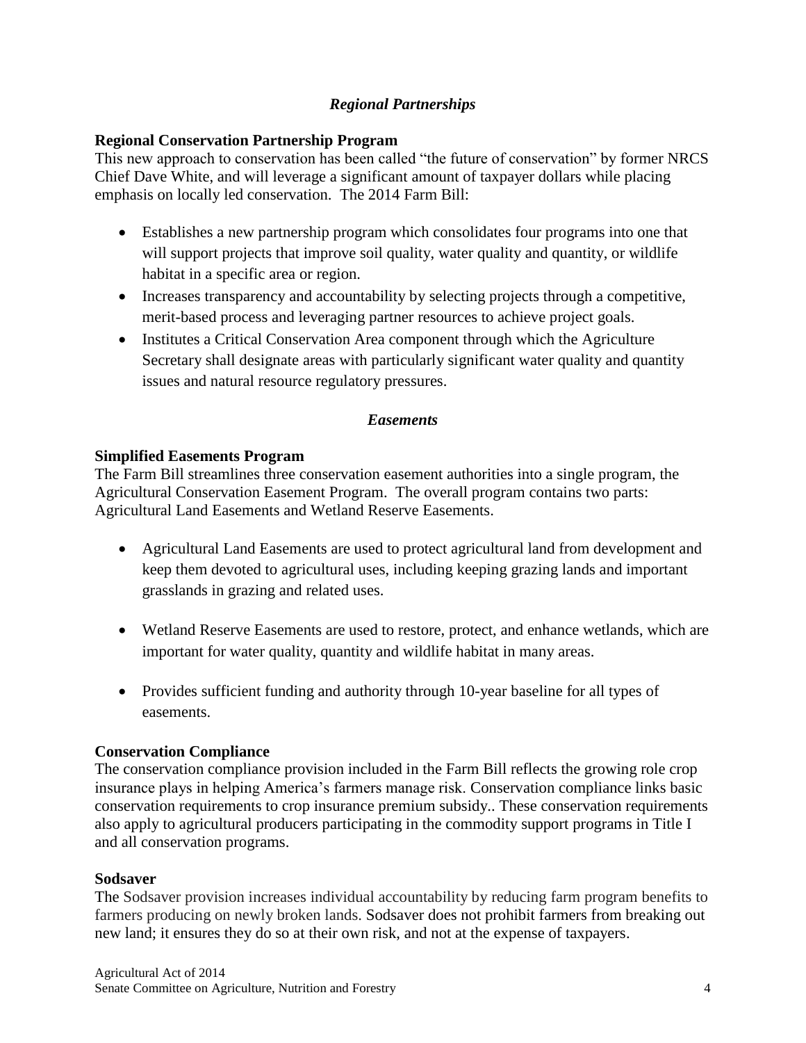### *Regional Partnerships*

**Regional Conservation Partnership Program**
This new approach to conservation has been called "the future of conservation" by former NRCS Chief Dave White, and will leverage a significant amount of taxpayer dollars while placing emphasis on locally led conservation. The 2014 Farm Bill:

- Establishes a new partnership program which consolidates four programs into one that will support projects that improve soil quality, water quality and quantity, or wildlife habitat in a specific area or region.
- Increases transparency and accountability by selecting projects through a competitive, merit-based process and leveraging partner resources to achieve project goals.
- Institutes a Critical Conservation Area component through which the Agriculture Secretary shall designate areas with particularly significant water quality and quantity issues and natural resource regulatory pressures.

### *Easements*

**Simplified Easements Program**
The Farm Bill streamlines three conservation easement authorities into a single program, the Agricultural Conservation Easement Program. The overall program contains two parts: Agricultural Land Easements and Wetland Reserve Easements.

- Agricultural Land Easements are used to protect agricultural land from development and keep them devoted to agricultural uses, including keeping grazing lands and important grasslands in grazing and related uses.
- Wetland Reserve Easements are used to restore, protect, and enhance wetlands, which are important for water quality, quantity and wildlife habitat in many areas.
- Provides sufficient funding and authority through 10-year baseline for all types of easements.

**Conservation Compliance**
The conservation compliance provision included in the Farm Bill reflects the growing role crop insurance plays in helping America's farmers manage risk. Conservation compliance links basic conservation requirements to crop insurance premium subsidy.. These conservation requirements also apply to agricultural producers participating in the commodity support programs in Title I and all conservation programs.

**Sodsaver**
The Sodsaver provision increases individual accountability by reducing farm program benefits to farmers producing on newly broken lands. Sodsaver does not prohibit farmers from breaking out new land; it ensures they do so at their own risk, and not at the expense of taxpayers.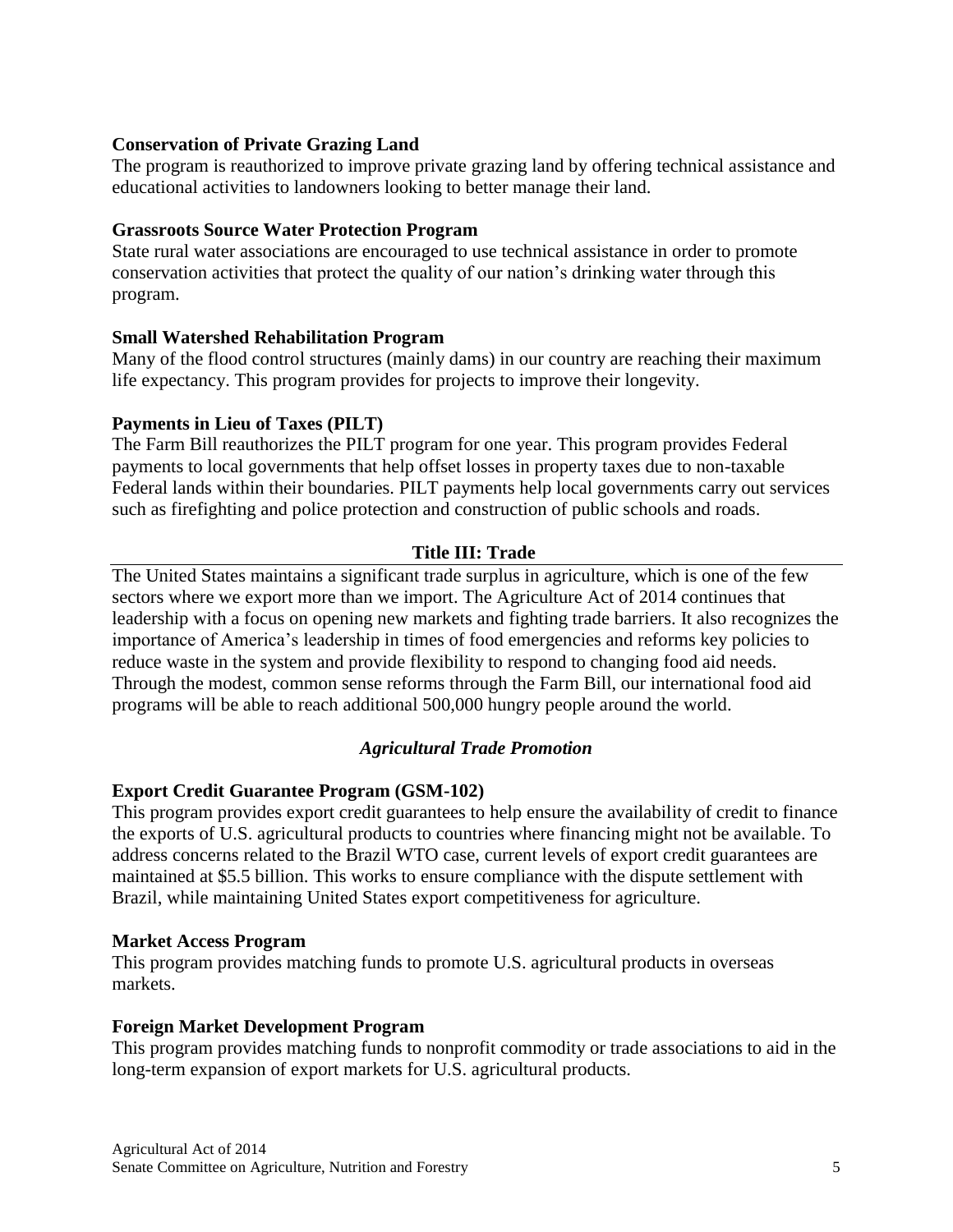**Conservation of Private Grazing Land**

The program is reauthorized to improve private grazing land by offering technical assistance and educational activities to landowners looking to better manage their land.

**Grassroots Source Water Protection Program**

State rural water associations are encouraged to use technical assistance in order to promote conservation activities that protect the quality of our nation's drinking water through this program.

**Small Watershed Rehabilitation Program**

Many of the flood control structures (mainly dams) in our country are reaching their maximum life expectancy. This program provides for projects to improve their longevity.

**Payments in Lieu of Taxes (PILT)**

The Farm Bill reauthorizes the PILT program for one year. This program provides Federal payments to local governments that help offset losses in property taxes due to non-taxable Federal lands within their boundaries. PILT payments help local governments carry out services such as firefighting and police protection and construction of public schools and roads.

## Title III: Trade

The United States maintains a significant trade surplus in agriculture, which is one of the few sectors where we export more than we import. The Agriculture Act of 2014 continues that leadership with a focus on opening new markets and fighting trade barriers. It also recognizes the importance of America's leadership in times of food emergencies and reforms key policies to reduce waste in the system and provide flexibility to respond to changing food aid needs. Through the modest, common sense reforms through the Farm Bill, our international food aid programs will be able to reach additional 500,000 hungry people around the world.

### *Agricultural Trade Promotion*

**Export Credit Guarantee Program (GSM-102)**

This program provides export credit guarantees to help ensure the availability of credit to finance the exports of U.S. agricultural products to countries where financing might not be available. To address concerns related to the Brazil WTO case, current levels of export credit guarantees are maintained at $5.5 billion. This works to ensure compliance with the dispute settlement with Brazil, while maintaining United States export competitiveness for agriculture.

**Market Access Program**

This program provides matching funds to promote U.S. agricultural products in overseas markets.

**Foreign Market Development Program**

This program provides matching funds to nonprofit commodity or trade associations to aid in the long-term expansion of export markets for U.S. agricultural products.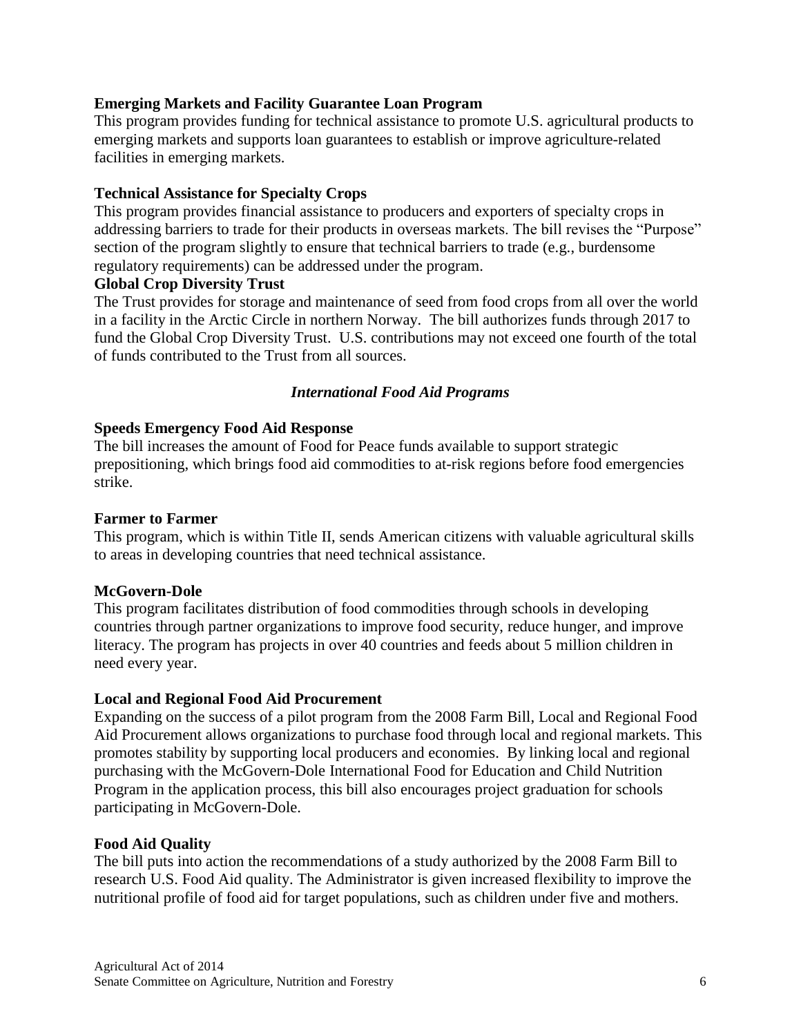**Emerging Markets and Facility Guarantee Loan Program**
This program provides funding for technical assistance to promote U.S. agricultural products to emerging markets and supports loan guarantees to establish or improve agriculture-related facilities in emerging markets.

**Technical Assistance for Specialty Crops**
This program provides financial assistance to producers and exporters of specialty crops in addressing barriers to trade for their products in overseas markets. The bill revises the "Purpose" section of the program slightly to ensure that technical barriers to trade (e.g., burdensome regulatory requirements) can be addressed under the program.

**Global Crop Diversity Trust**
The Trust provides for storage and maintenance of seed from food crops from all over the world in a facility in the Arctic Circle in northern Norway. The bill authorizes funds through 2017 to fund the Global Crop Diversity Trust. U.S. contributions may not exceed one fourth of the total of funds contributed to the Trust from all sources.

### *International Food Aid Programs*

**Speeds Emergency Food Aid Response**
The bill increases the amount of Food for Peace funds available to support strategic prepositioning, which brings food aid commodities to at-risk regions before food emergencies strike.

**Farmer to Farmer**
This program, which is within Title II, sends American citizens with valuable agricultural skills to areas in developing countries that need technical assistance.

**McGovern-Dole**
This program facilitates distribution of food commodities through schools in developing countries through partner organizations to improve food security, reduce hunger, and improve literacy. The program has projects in over 40 countries and feeds about 5 million children in need every year.

**Local and Regional Food Aid Procurement**
Expanding on the success of a pilot program from the 2008 Farm Bill, Local and Regional Food Aid Procurement allows organizations to purchase food through local and regional markets. This promotes stability by supporting local producers and economies. By linking local and regional purchasing with the McGovern-Dole International Food for Education and Child Nutrition Program in the application process, this bill also encourages project graduation for schools participating in McGovern-Dole.

**Food Aid Quality**
The bill puts into action the recommendations of a study authorized by the 2008 Farm Bill to research U.S. Food Aid quality. The Administrator is given increased flexibility to improve the nutritional profile of food aid for target populations, such as children under five and mothers.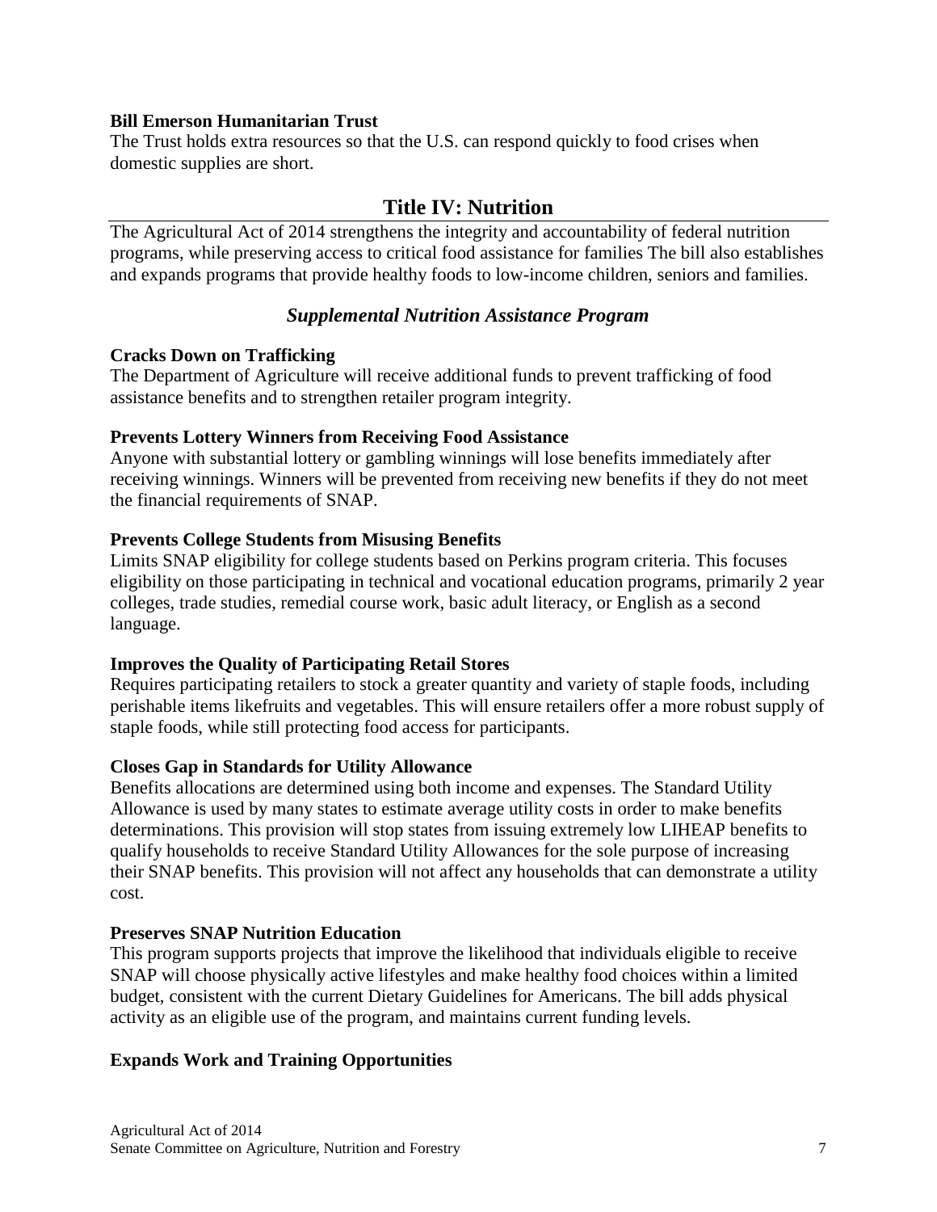**Bill Emerson Humanitarian Trust**

The Trust holds extra resources so that the U.S. can respond quickly to food crises when domestic supplies are short.

## Title IV: Nutrition

The Agricultural Act of 2014 strengthens the integrity and accountability of federal nutrition programs, while preserving access to critical food assistance for families The bill also establishes and expands programs that provide healthy foods to low-income children, seniors and families.

### *Supplemental Nutrition Assistance Program*

**Cracks Down on Trafficking**

The Department of Agriculture will receive additional funds to prevent trafficking of food assistance benefits and to strengthen retailer program integrity.

**Prevents Lottery Winners from Receiving Food Assistance**

Anyone with substantial lottery or gambling winnings will lose benefits immediately after receiving winnings. Winners will be prevented from receiving new benefits if they do not meet the financial requirements of SNAP.

**Prevents College Students from Misusing Benefits**

Limits SNAP eligibility for college students based on Perkins program criteria. This focuses eligibility on those participating in technical and vocational education programs, primarily 2 year colleges, trade studies, remedial course work, basic adult literacy, or English as a second language.

**Improves the Quality of Participating Retail Stores**

Requires participating retailers to stock a greater quantity and variety of staple foods, including perishable items likefruits and vegetables. This will ensure retailers offer a more robust supply of staple foods, while still protecting food access for participants.

**Closes Gap in Standards for Utility Allowance**

Benefits allocations are determined using both income and expenses. The Standard Utility Allowance is used by many states to estimate average utility costs in order to make benefits determinations. This provision will stop states from issuing extremely low LIHEAP benefits to qualify households to receive Standard Utility Allowances for the sole purpose of increasing their SNAP benefits. This provision will not affect any households that can demonstrate a utility cost.

**Preserves SNAP Nutrition Education**

This program supports projects that improve the likelihood that individuals eligible to receive SNAP will choose physically active lifestyles and make healthy food choices within a limited budget, consistent with the current Dietary Guidelines for Americans. The bill adds physical activity as an eligible use of the program, and maintains current funding levels.

**Expands Work and Training Opportunities**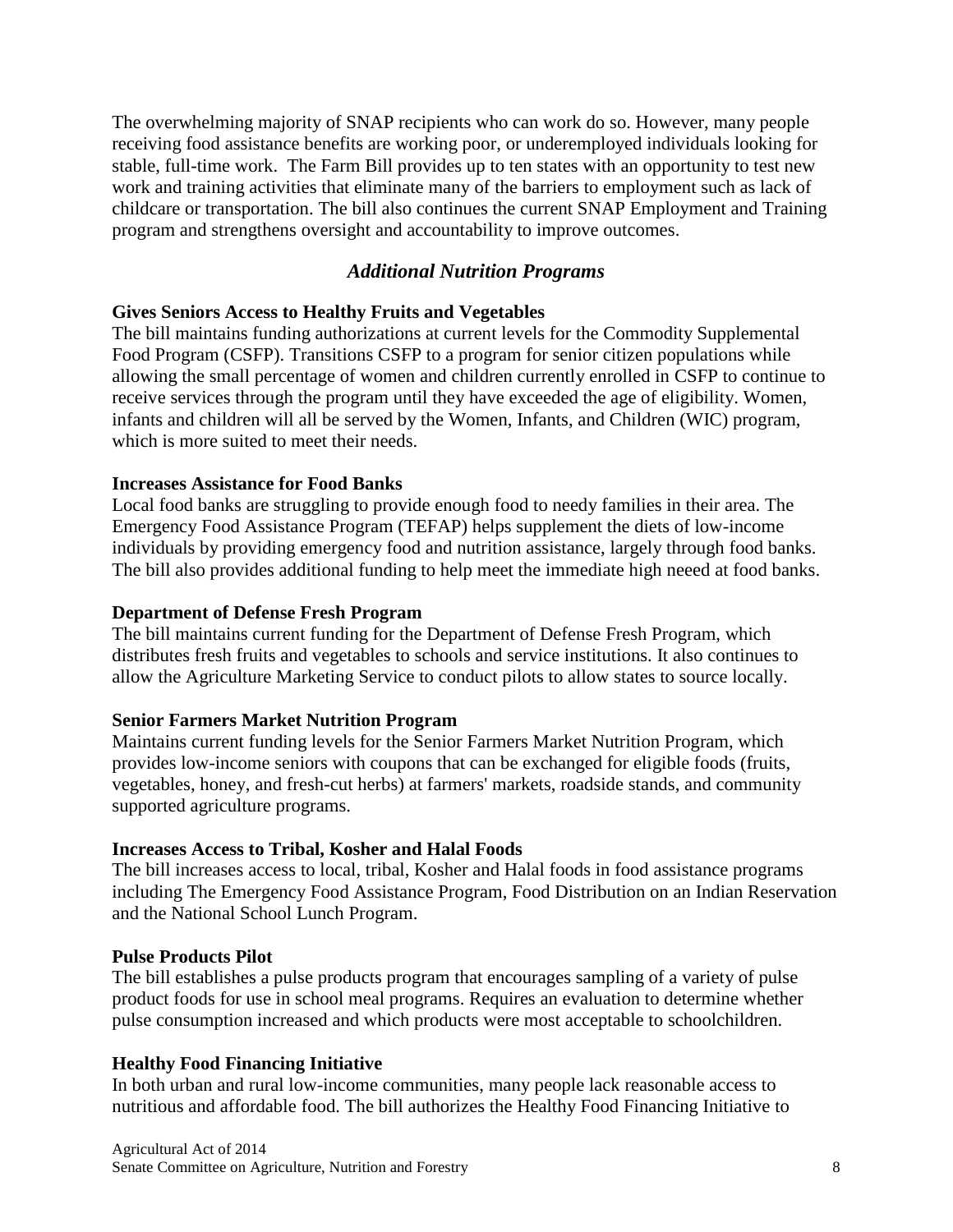The overwhelming majority of SNAP recipients who can work do so. However, many people receiving food assistance benefits are working poor, or underemployed individuals looking for stable, full-time work. The Farm Bill provides up to ten states with an opportunity to test new work and training activities that eliminate many of the barriers to employment such as lack of childcare or transportation. The bill also continues the current SNAP Employment and Training program and strengthens oversight and accountability to improve outcomes.

## *Additional Nutrition Programs*

**Gives Seniors Access to Healthy Fruits and Vegetables**

The bill maintains funding authorizations at current levels for the Commodity Supplemental Food Program (CSFP). Transitions CSFP to a program for senior citizen populations while allowing the small percentage of women and children currently enrolled in CSFP to continue to receive services through the program until they have exceeded the age of eligibility. Women, infants and children will all be served by the Women, Infants, and Children (WIC) program, which is more suited to meet their needs.

**Increases Assistance for Food Banks**

Local food banks are struggling to provide enough food to needy families in their area. The Emergency Food Assistance Program (TEFAP) helps supplement the diets of low-income individuals by providing emergency food and nutrition assistance, largely through food banks. The bill also provides additional funding to help meet the immediate high neeed at food banks.

**Department of Defense Fresh Program**

The bill maintains current funding for the Department of Defense Fresh Program, which distributes fresh fruits and vegetables to schools and service institutions. It also continues to allow the Agriculture Marketing Service to conduct pilots to allow states to source locally.

**Senior Farmers Market Nutrition Program**

Maintains current funding levels for the Senior Farmers Market Nutrition Program, which provides low-income seniors with coupons that can be exchanged for eligible foods (fruits, vegetables, honey, and fresh-cut herbs) at farmers' markets, roadside stands, and community supported agriculture programs.

**Increases Access to Tribal, Kosher and Halal Foods**

The bill increases access to local, tribal, Kosher and Halal foods in food assistance programs including The Emergency Food Assistance Program, Food Distribution on an Indian Reservation and the National School Lunch Program.

**Pulse Products Pilot**

The bill establishes a pulse products program that encourages sampling of a variety of pulse product foods for use in school meal programs. Requires an evaluation to determine whether pulse consumption increased and which products were most acceptable to schoolchildren.

**Healthy Food Financing Initiative**

In both urban and rural low-income communities, many people lack reasonable access to nutritious and affordable food. The bill authorizes the Healthy Food Financing Initiative to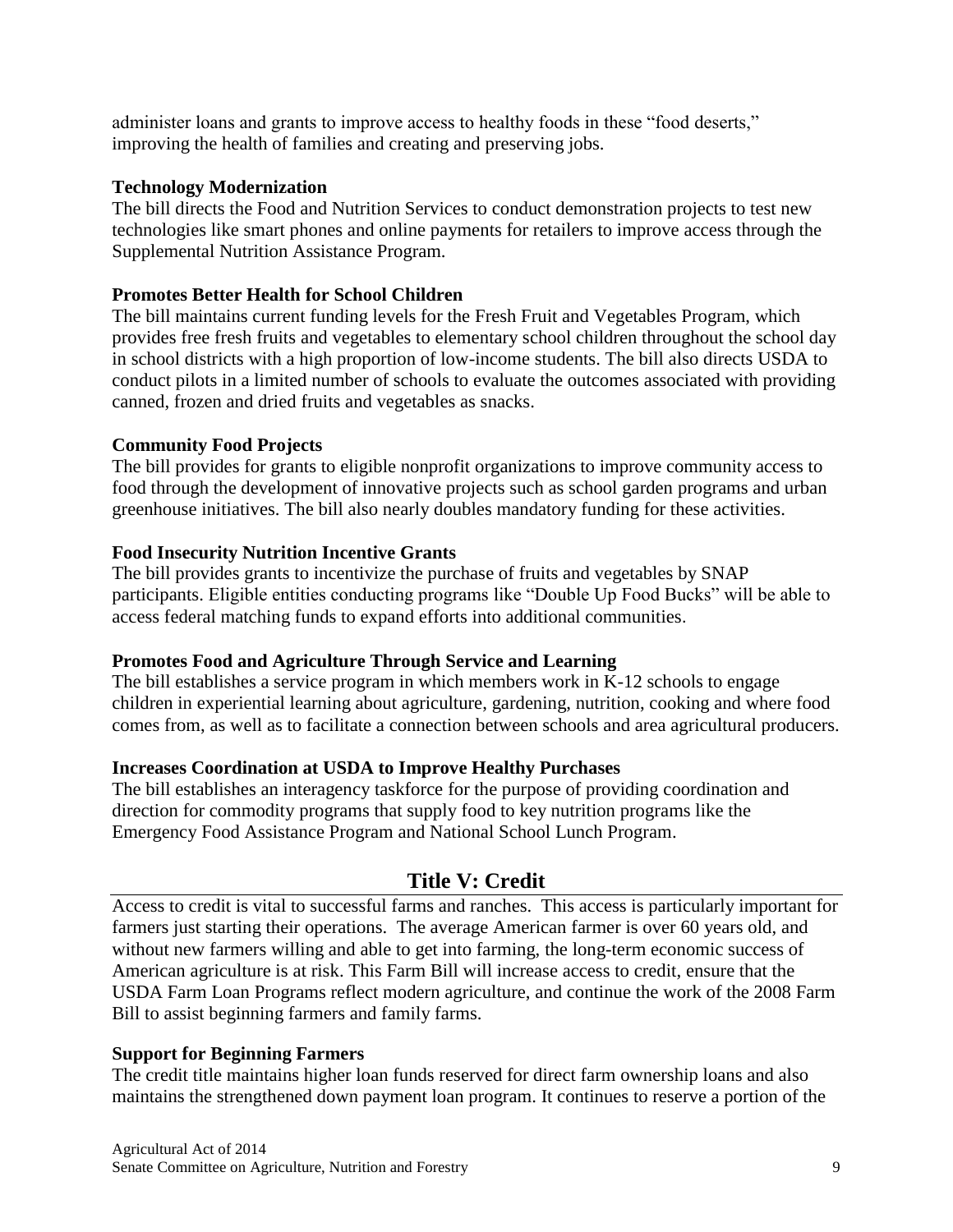administer loans and grants to improve access to healthy foods in these "food deserts," improving the health of families and creating and preserving jobs.

**Technology Modernization**

The bill directs the Food and Nutrition Services to conduct demonstration projects to test new technologies like smart phones and online payments for retailers to improve access through the Supplemental Nutrition Assistance Program.

**Promotes Better Health for School Children**

The bill maintains current funding levels for the Fresh Fruit and Vegetables Program, which provides free fresh fruits and vegetables to elementary school children throughout the school day in school districts with a high proportion of low-income students. The bill also directs USDA to conduct pilots in a limited number of schools to evaluate the outcomes associated with providing canned, frozen and dried fruits and vegetables as snacks.

**Community Food Projects**

The bill provides for grants to eligible nonprofit organizations to improve community access to food through the development of innovative projects such as school garden programs and urban greenhouse initiatives. The bill also nearly doubles mandatory funding for these activities.

**Food Insecurity Nutrition Incentive Grants**

The bill provides grants to incentivize the purchase of fruits and vegetables by SNAP participants. Eligible entities conducting programs like "Double Up Food Bucks" will be able to access federal matching funds to expand efforts into additional communities.

**Promotes Food and Agriculture Through Service and Learning**

The bill establishes a service program in which members work in K-12 schools to engage children in experiential learning about agriculture, gardening, nutrition, cooking and where food comes from, as well as to facilitate a connection between schools and area agricultural producers.

**Increases Coordination at USDA to Improve Healthy Purchases**

The bill establishes an interagency taskforce for the purpose of providing coordination and direction for commodity programs that supply food to key nutrition programs like the Emergency Food Assistance Program and National School Lunch Program.

## Title V: Credit

Access to credit is vital to successful farms and ranches. This access is particularly important for farmers just starting their operations. The average American farmer is over 60 years old, and without new farmers willing and able to get into farming, the long-term economic success of American agriculture is at risk. This Farm Bill will increase access to credit, ensure that the USDA Farm Loan Programs reflect modern agriculture, and continue the work of the 2008 Farm Bill to assist beginning farmers and family farms.

**Support for Beginning Farmers**

The credit title maintains higher loan funds reserved for direct farm ownership loans and also maintains the strengthened down payment loan program. It continues to reserve a portion of the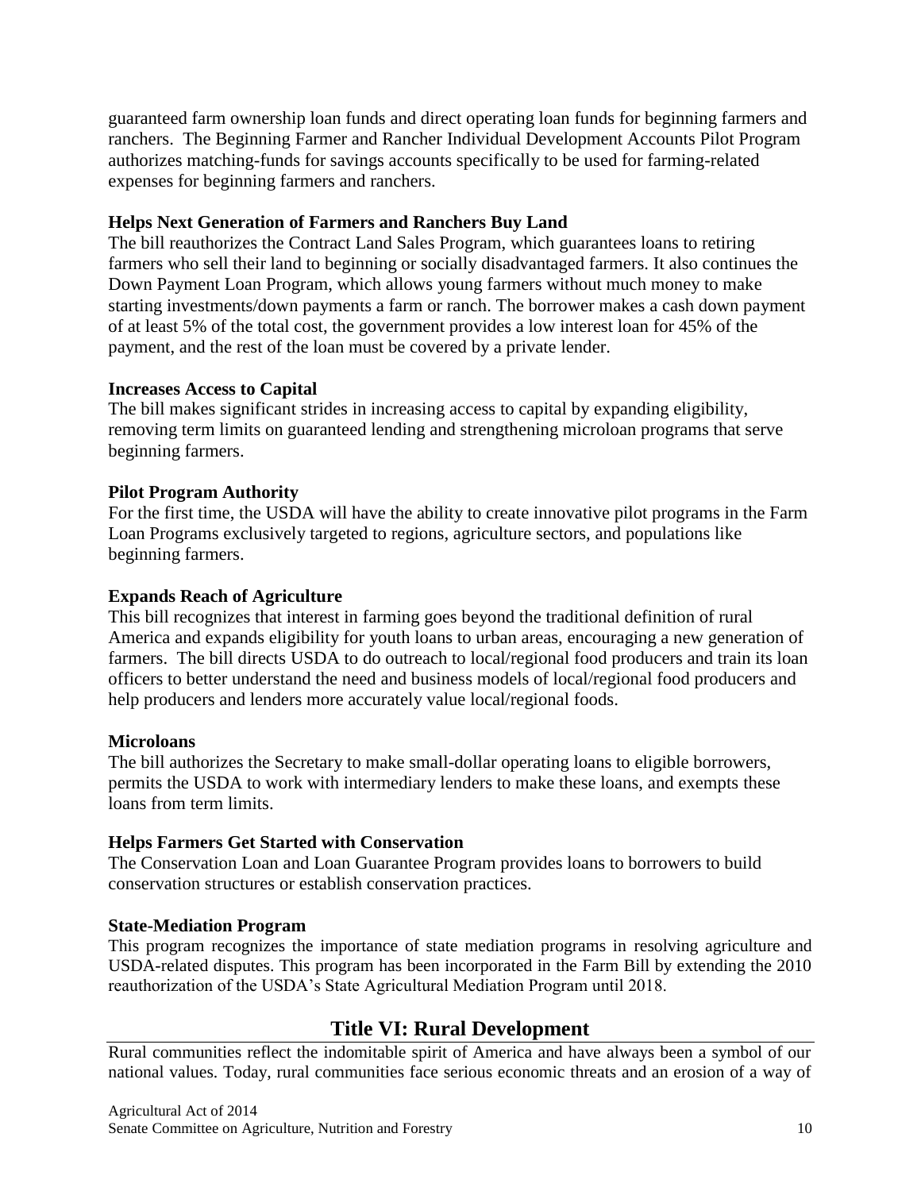guaranteed farm ownership loan funds and direct operating loan funds for beginning farmers and ranchers. The Beginning Farmer and Rancher Individual Development Accounts Pilot Program authorizes matching-funds for savings accounts specifically to be used for farming-related expenses for beginning farmers and ranchers.

**Helps Next Generation of Farmers and Ranchers Buy Land**

The bill reauthorizes the Contract Land Sales Program, which guarantees loans to retiring farmers who sell their land to beginning or socially disadvantaged farmers. It also continues the Down Payment Loan Program, which allows young farmers without much money to make starting investments/down payments a farm or ranch. The borrower makes a cash down payment of at least 5% of the total cost, the government provides a low interest loan for 45% of the payment, and the rest of the loan must be covered by a private lender.

**Increases Access to Capital**

The bill makes significant strides in increasing access to capital by expanding eligibility, removing term limits on guaranteed lending and strengthening microloan programs that serve beginning farmers.

**Pilot Program Authority**

For the first time, the USDA will have the ability to create innovative pilot programs in the Farm Loan Programs exclusively targeted to regions, agriculture sectors, and populations like beginning farmers.

**Expands Reach of Agriculture**

This bill recognizes that interest in farming goes beyond the traditional definition of rural America and expands eligibility for youth loans to urban areas, encouraging a new generation of farmers. The bill directs USDA to do outreach to local/regional food producers and train its loan officers to better understand the need and business models of local/regional food producers and help producers and lenders more accurately value local/regional foods.

**Microloans**

The bill authorizes the Secretary to make small-dollar operating loans to eligible borrowers, permits the USDA to work with intermediary lenders to make these loans, and exempts these loans from term limits.

**Helps Farmers Get Started with Conservation**

The Conservation Loan and Loan Guarantee Program provides loans to borrowers to build conservation structures or establish conservation practices.

**State-Mediation Program**

This program recognizes the importance of state mediation programs in resolving agriculture and USDA-related disputes. This program has been incorporated in the Farm Bill by extending the 2010 reauthorization of the USDA's State Agricultural Mediation Program until 2018.

## Title VI: Rural Development

Rural communities reflect the indomitable spirit of America and have always been a symbol of our national values. Today, rural communities face serious economic threats and an erosion of a way of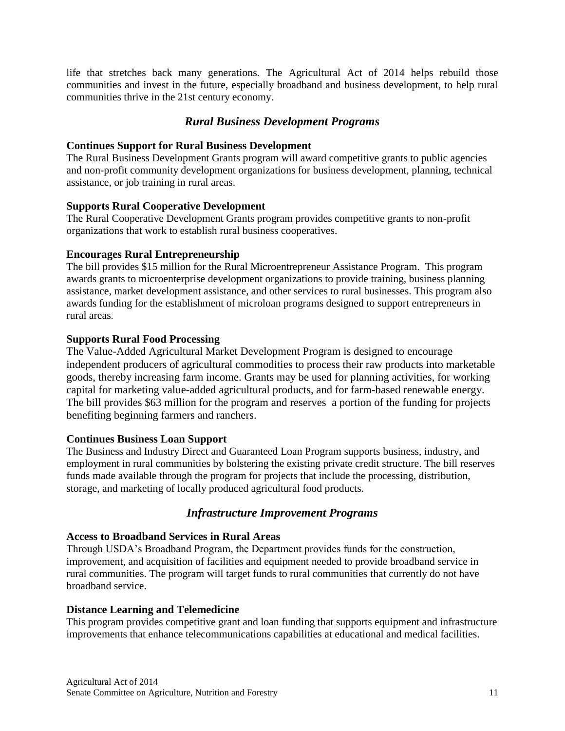life that stretches back many generations. The Agricultural Act of 2014 helps rebuild those communities and invest in the future, especially broadband and business development, to help rural communities thrive in the 21st century economy.

## *Rural Business Development Programs*

**Continues Support for Rural Business Development**
The Rural Business Development Grants program will award competitive grants to public agencies and non-profit community development organizations for business development, planning, technical assistance, or job training in rural areas.

**Supports Rural Cooperative Development**
The Rural Cooperative Development Grants program provides competitive grants to non-profit organizations that work to establish rural business cooperatives.

**Encourages Rural Entrepreneurship**
The bill provides $15 million for the Rural Microentrepreneur Assistance Program. This program awards grants to microenterprise development organizations to provide training, business planning assistance, market development assistance, and other services to rural businesses. This program also awards funding for the establishment of microloan programs designed to support entrepreneurs in rural areas.

**Supports Rural Food Processing**
The Value-Added Agricultural Market Development Program is designed to encourage independent producers of agricultural commodities to process their raw products into marketable goods, thereby increasing farm income. Grants may be used for planning activities, for working capital for marketing value-added agricultural products, and for farm-based renewable energy. The bill provides $63 million for the program and reserves a portion of the funding for projects benefiting beginning farmers and ranchers.

**Continues Business Loan Support**
The Business and Industry Direct and Guaranteed Loan Program supports business, industry, and employment in rural communities by bolstering the existing private credit structure. The bill reserves funds made available through the program for projects that include the processing, distribution, storage, and marketing of locally produced agricultural food products.

## *Infrastructure Improvement Programs*

**Access to Broadband Services in Rural Areas**
Through USDA's Broadband Program, the Department provides funds for the construction, improvement, and acquisition of facilities and equipment needed to provide broadband service in rural communities. The program will target funds to rural communities that currently do not have broadband service.

**Distance Learning and Telemedicine**
This program provides competitive grant and loan funding that supports equipment and infrastructure improvements that enhance telecommunications capabilities at educational and medical facilities.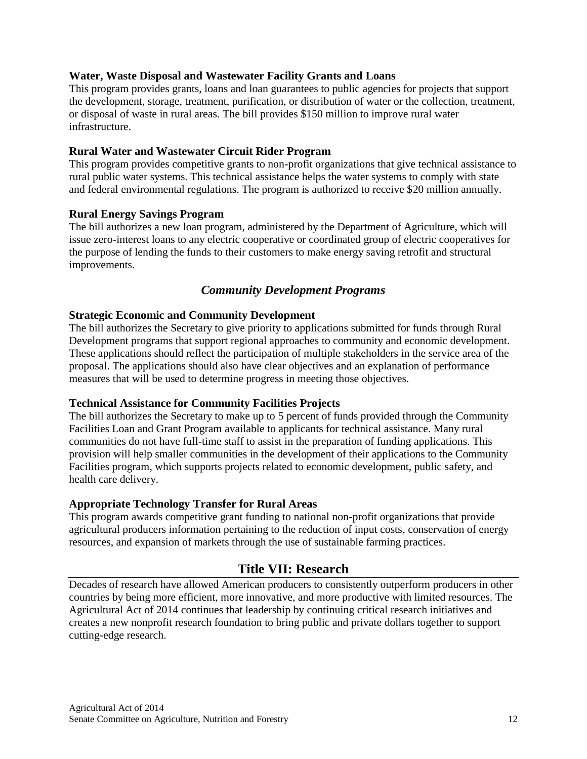**Water, Waste Disposal and Wastewater Facility Grants and Loans**
This program provides grants, loans and loan guarantees to public agencies for projects that support the development, storage, treatment, purification, or distribution of water or the collection, treatment, or disposal of waste in rural areas. The bill provides $150 million to improve rural water infrastructure.

**Rural Water and Wastewater Circuit Rider Program**
This program provides competitive grants to non-profit organizations that give technical assistance to rural public water systems. This technical assistance helps the water systems to comply with state and federal environmental regulations. The program is authorized to receive $20 million annually.

**Rural Energy Savings Program**
The bill authorizes a new loan program, administered by the Department of Agriculture, which will issue zero-interest loans to any electric cooperative or coordinated group of electric cooperatives for the purpose of lending the funds to their customers to make energy saving retrofit and structural improvements.

### *Community Development Programs*

**Strategic Economic and Community Development**
The bill authorizes the Secretary to give priority to applications submitted for funds through Rural Development programs that support regional approaches to community and economic development. These applications should reflect the participation of multiple stakeholders in the service area of the proposal. The applications should also have clear objectives and an explanation of performance measures that will be used to determine progress in meeting those objectives.

**Technical Assistance for Community Facilities Projects**
The bill authorizes the Secretary to make up to 5 percent of funds provided through the Community Facilities Loan and Grant Program available to applicants for technical assistance. Many rural communities do not have full-time staff to assist in the preparation of funding applications. This provision will help smaller communities in the development of their applications to the Community Facilities program, which supports projects related to economic development, public safety, and health care delivery.

**Appropriate Technology Transfer for Rural Areas**
This program awards competitive grant funding to national non-profit organizations that provide agricultural producers information pertaining to the reduction of input costs, conservation of energy resources, and expansion of markets through the use of sustainable farming practices.

## Title VII: Research

Decades of research have allowed American producers to consistently outperform producers in other countries by being more efficient, more innovative, and more productive with limited resources. The Agricultural Act of 2014 continues that leadership by continuing critical research initiatives and creates a new nonprofit research foundation to bring public and private dollars together to support cutting-edge research.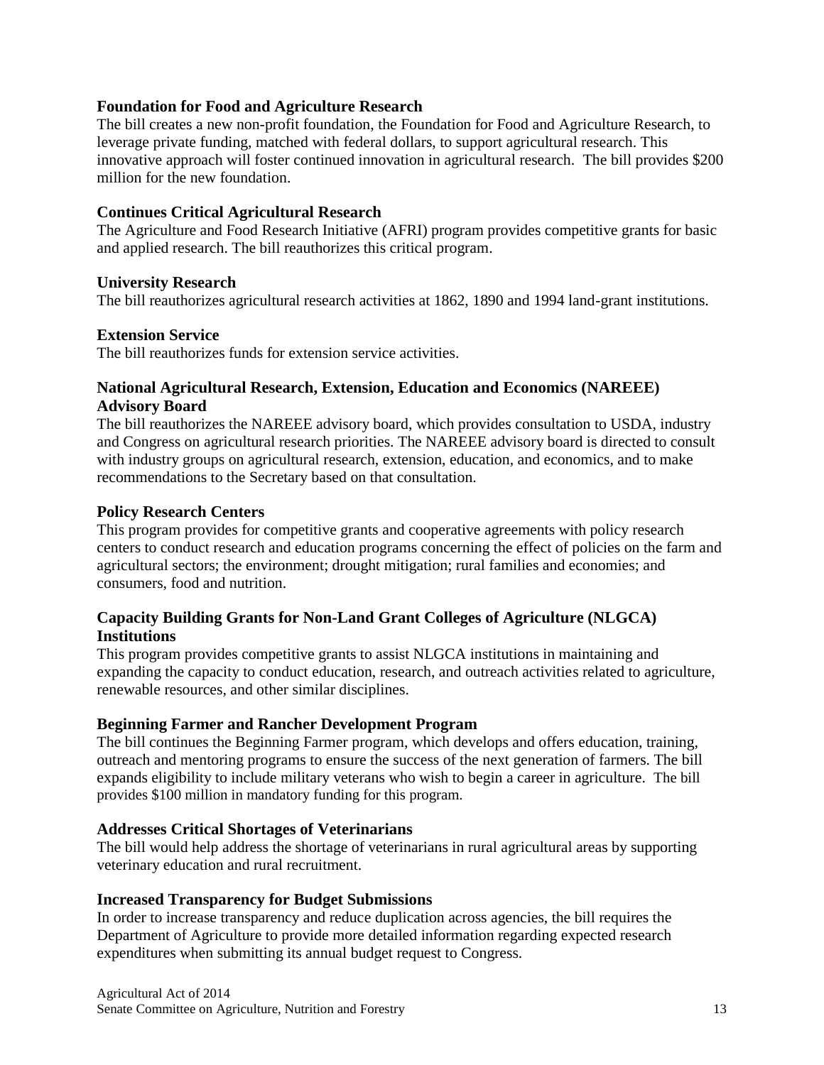**Foundation for Food and Agriculture Research**

The bill creates a new non-profit foundation, the Foundation for Food and Agriculture Research, to leverage private funding, matched with federal dollars, to support agricultural research. This innovative approach will foster continued innovation in agricultural research. The bill provides $200 million for the new foundation.

**Continues Critical Agricultural Research**

The Agriculture and Food Research Initiative (AFRI) program provides competitive grants for basic and applied research. The bill reauthorizes this critical program.

**University Research**

The bill reauthorizes agricultural research activities at 1862, 1890 and 1994 land-grant institutions.

**Extension Service**

The bill reauthorizes funds for extension service activities.

**National Agricultural Research, Extension, Education and Economics (NAREEE) Advisory Board**

The bill reauthorizes the NAREEE advisory board, which provides consultation to USDA, industry and Congress on agricultural research priorities. The NAREEE advisory board is directed to consult with industry groups on agricultural research, extension, education, and economics, and to make recommendations to the Secretary based on that consultation.

**Policy Research Centers**

This program provides for competitive grants and cooperative agreements with policy research centers to conduct research and education programs concerning the effect of policies on the farm and agricultural sectors; the environment; drought mitigation; rural families and economies; and consumers, food and nutrition.

**Capacity Building Grants for Non-Land Grant Colleges of Agriculture (NLGCA) Institutions**

This program provides competitive grants to assist NLGCA institutions in maintaining and expanding the capacity to conduct education, research, and outreach activities related to agriculture, renewable resources, and other similar disciplines.

**Beginning Farmer and Rancher Development Program**

The bill continues the Beginning Farmer program, which develops and offers education, training, outreach and mentoring programs to ensure the success of the next generation of farmers. The bill expands eligibility to include military veterans who wish to begin a career in agriculture. The bill provides $100 million in mandatory funding for this program.

**Addresses Critical Shortages of Veterinarians**

The bill would help address the shortage of veterinarians in rural agricultural areas by supporting veterinary education and rural recruitment.

**Increased Transparency for Budget Submissions**

In order to increase transparency and reduce duplication across agencies, the bill requires the Department of Agriculture to provide more detailed information regarding expected research expenditures when submitting its annual budget request to Congress.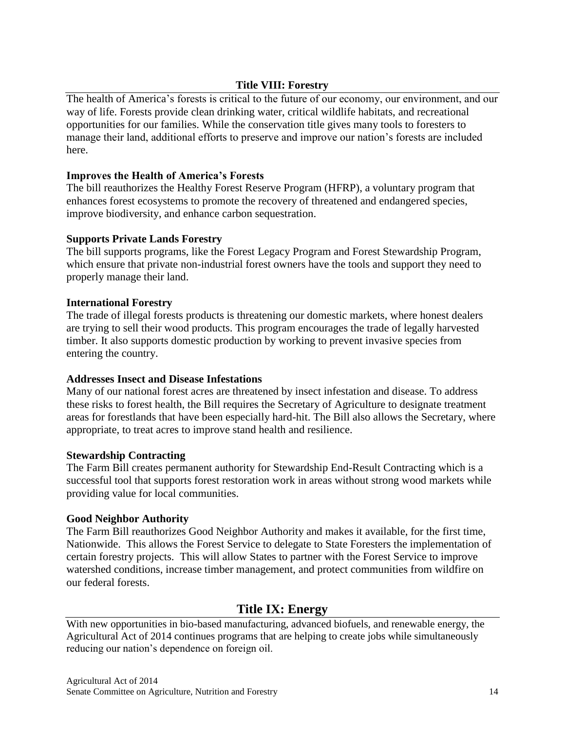## Title VIII: Forestry

The health of America's forests is critical to the future of our economy, our environment, and our way of life. Forests provide clean drinking water, critical wildlife habitats, and recreational opportunities for our families. While the conservation title gives many tools to foresters to manage their land, additional efforts to preserve and improve our nation's forests are included here.

### Improves the Health of America's Forests

The bill reauthorizes the Healthy Forest Reserve Program (HFRP), a voluntary program that enhances forest ecosystems to promote the recovery of threatened and endangered species, improve biodiversity, and enhance carbon sequestration.

### Supports Private Lands Forestry

The bill supports programs, like the Forest Legacy Program and Forest Stewardship Program, which ensure that private non-industrial forest owners have the tools and support they need to properly manage their land.

### International Forestry

The trade of illegal forests products is threatening our domestic markets, where honest dealers are trying to sell their wood products. This program encourages the trade of legally harvested timber. It also supports domestic production by working to prevent invasive species from entering the country.

### Addresses Insect and Disease Infestations

Many of our national forest acres are threatened by insect infestation and disease. To address these risks to forest health, the Bill requires the Secretary of Agriculture to designate treatment areas for forestlands that have been especially hard-hit. The Bill also allows the Secretary, where appropriate, to treat acres to improve stand health and resilience.

### Stewardship Contracting

The Farm Bill creates permanent authority for Stewardship End-Result Contracting which is a successful tool that supports forest restoration work in areas without strong wood markets while providing value for local communities.

### Good Neighbor Authority

The Farm Bill reauthorizes Good Neighbor Authority and makes it available, for the first time, Nationwide. This allows the Forest Service to delegate to State Foresters the implementation of certain forestry projects. This will allow States to partner with the Forest Service to improve watershed conditions, increase timber management, and protect communities from wildfire on our federal forests.

## Title IX: Energy

With new opportunities in bio-based manufacturing, advanced biofuels, and renewable energy, the Agricultural Act of 2014 continues programs that are helping to create jobs while simultaneously reducing our nation's dependence on foreign oil.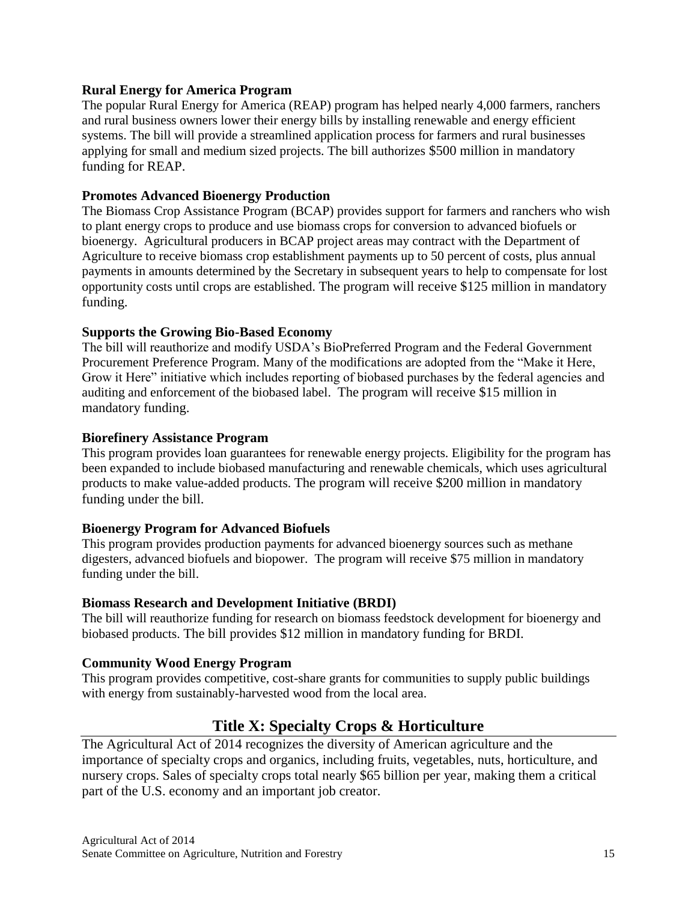**Rural Energy for America Program**

The popular Rural Energy for America (REAP) program has helped nearly 4,000 farmers, ranchers and rural business owners lower their energy bills by installing renewable and energy efficient systems. The bill will provide a streamlined application process for farmers and rural businesses applying for small and medium sized projects. The bill authorizes $500 million in mandatory funding for REAP.

**Promotes Advanced Bioenergy Production**

The Biomass Crop Assistance Program (BCAP) provides support for farmers and ranchers who wish to plant energy crops to produce and use biomass crops for conversion to advanced biofuels or bioenergy. Agricultural producers in BCAP project areas may contract with the Department of Agriculture to receive biomass crop establishment payments up to 50 percent of costs, plus annual payments in amounts determined by the Secretary in subsequent years to help to compensate for lost opportunity costs until crops are established. The program will receive $125 million in mandatory funding.

**Supports the Growing Bio-Based Economy**

The bill will reauthorize and modify USDA's BioPreferred Program and the Federal Government Procurement Preference Program. Many of the modifications are adopted from the "Make it Here, Grow it Here" initiative which includes reporting of biobased purchases by the federal agencies and auditing and enforcement of the biobased label. The program will receive $15 million in mandatory funding.

**Biorefinery Assistance Program**

This program provides loan guarantees for renewable energy projects. Eligibility for the program has been expanded to include biobased manufacturing and renewable chemicals, which uses agricultural products to make value-added products. The program will receive $200 million in mandatory funding under the bill.

**Bioenergy Program for Advanced Biofuels**

This program provides production payments for advanced bioenergy sources such as methane digesters, advanced biofuels and biopower. The program will receive $75 million in mandatory funding under the bill.

**Biomass Research and Development Initiative (BRDI)**

The bill will reauthorize funding for research on biomass feedstock development for bioenergy and biobased products. The bill provides $12 million in mandatory funding for BRDI.

**Community Wood Energy Program**

This program provides competitive, cost-share grants for communities to supply public buildings with energy from sustainably-harvested wood from the local area.

## Title X: Specialty Crops & Horticulture

The Agricultural Act of 2014 recognizes the diversity of American agriculture and the importance of specialty crops and organics, including fruits, vegetables, nuts, horticulture, and nursery crops. Sales of specialty crops total nearly $65 billion per year, making them a critical part of the U.S. economy and an important job creator.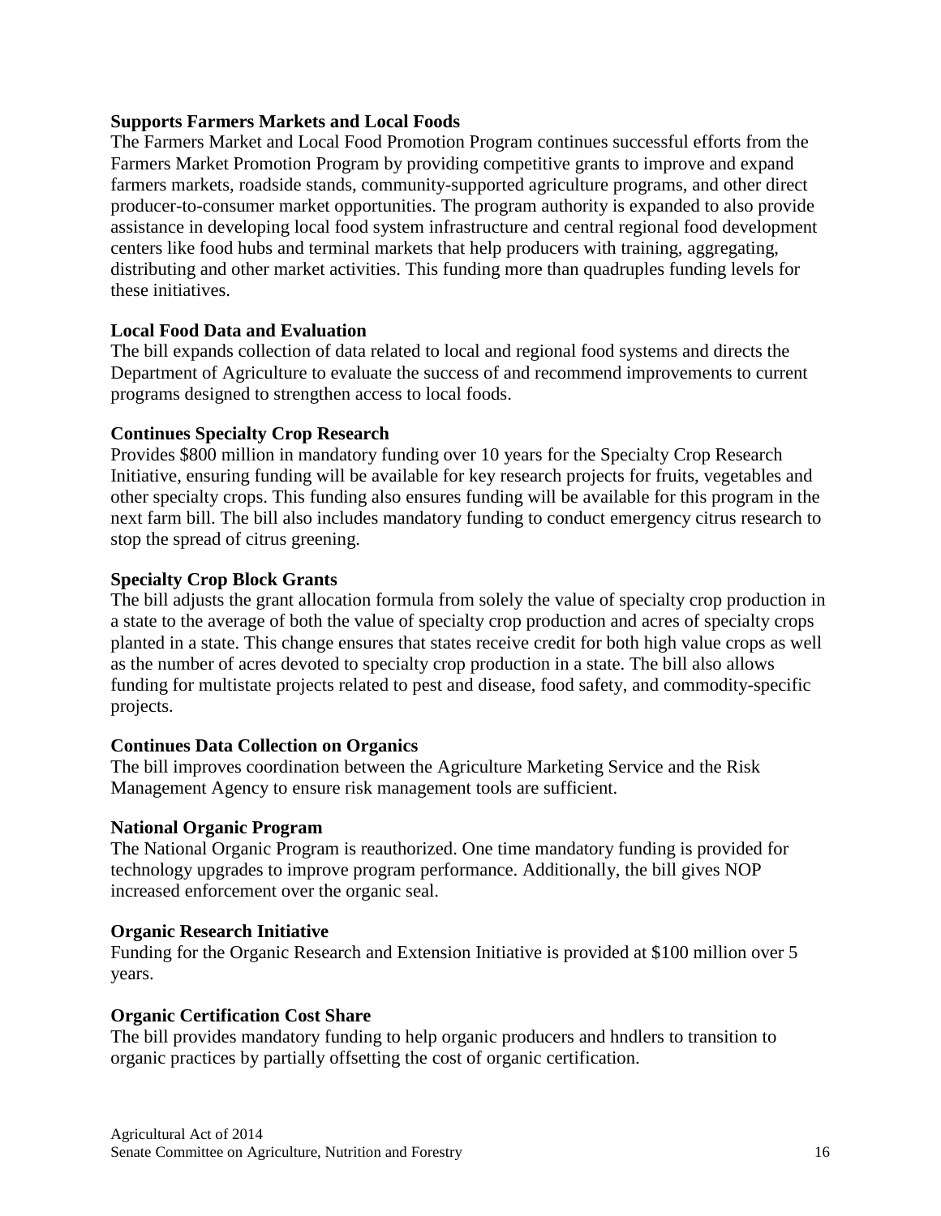**Supports Farmers Markets and Local Foods**

The Farmers Market and Local Food Promotion Program continues successful efforts from the Farmers Market Promotion Program by providing competitive grants to improve and expand farmers markets, roadside stands, community-supported agriculture programs, and other direct producer-to-consumer market opportunities. The program authority is expanded to also provide assistance in developing local food system infrastructure and central regional food development centers like food hubs and terminal markets that help producers with training, aggregating, distributing and other market activities. This funding more than quadruples funding levels for these initiatives.

**Local Food Data and Evaluation**

The bill expands collection of data related to local and regional food systems and directs the Department of Agriculture to evaluate the success of and recommend improvements to current programs designed to strengthen access to local foods.

**Continues Specialty Crop Research**

Provides $800 million in mandatory funding over 10 years for the Specialty Crop Research Initiative, ensuring funding will be available for key research projects for fruits, vegetables and other specialty crops. This funding also ensures funding will be available for this program in the next farm bill. The bill also includes mandatory funding to conduct emergency citrus research to stop the spread of citrus greening.

**Specialty Crop Block Grants**

The bill adjusts the grant allocation formula from solely the value of specialty crop production in a state to the average of both the value of specialty crop production and acres of specialty crops planted in a state. This change ensures that states receive credit for both high value crops as well as the number of acres devoted to specialty crop production in a state. The bill also allows funding for multistate projects related to pest and disease, food safety, and commodity-specific projects.

**Continues Data Collection on Organics**

The bill improves coordination between the Agriculture Marketing Service and the Risk Management Agency to ensure risk management tools are sufficient.

**National Organic Program**

The National Organic Program is reauthorized. One time mandatory funding is provided for technology upgrades to improve program performance. Additionally, the bill gives NOP increased enforcement over the organic seal.

**Organic Research Initiative**

Funding for the Organic Research and Extension Initiative is provided at $100 million over 5 years.

**Organic Certification Cost Share**

The bill provides mandatory funding to help organic producers and hndlers to transition to organic practices by partially offsetting the cost of organic certification.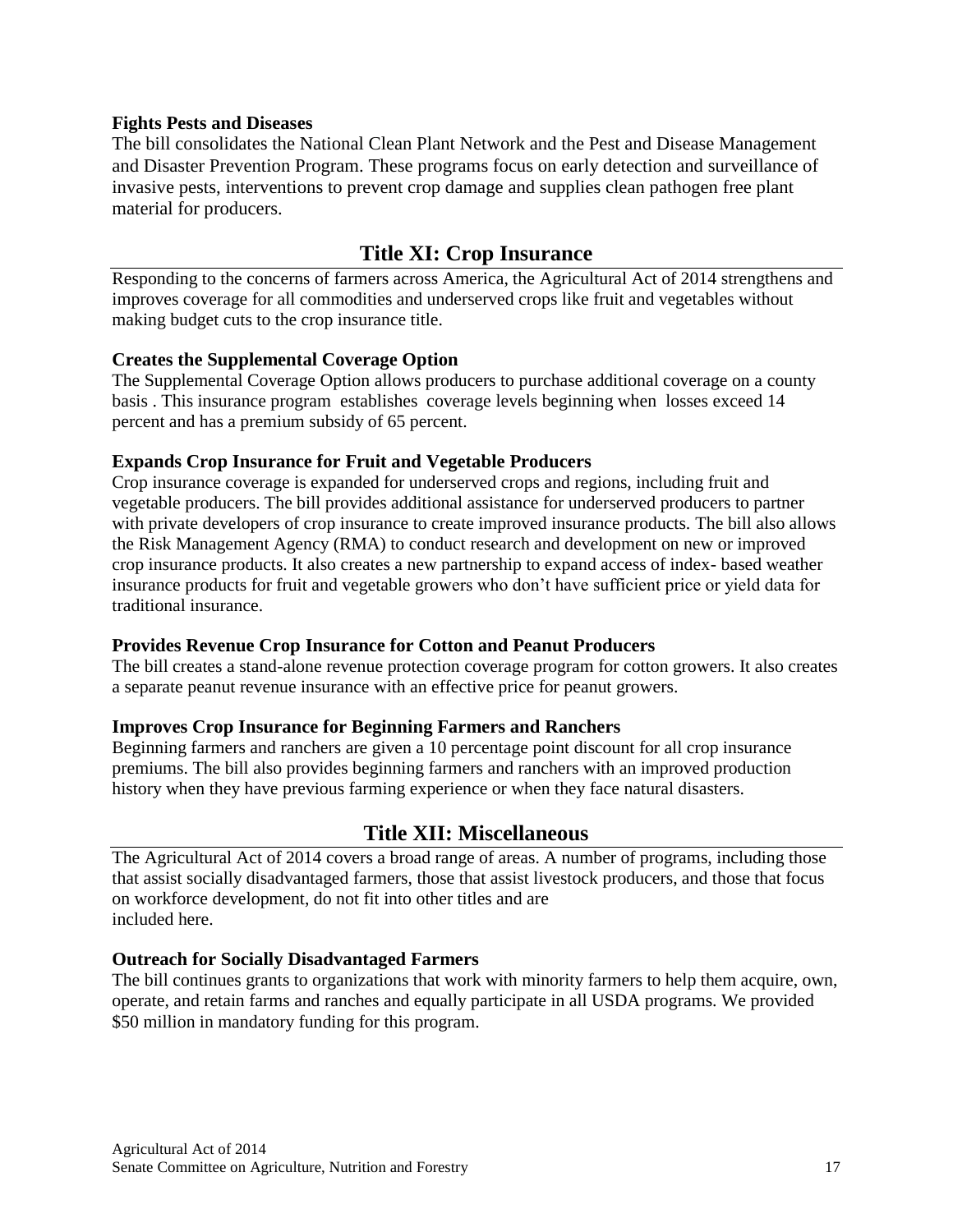### Fights Pests and Diseases

The bill consolidates the National Clean Plant Network and the Pest and Disease Management and Disaster Prevention Program. These programs focus on early detection and surveillance of invasive pests, interventions to prevent crop damage and supplies clean pathogen free plant material for producers.

## Title XI: Crop Insurance

Responding to the concerns of farmers across America, the Agricultural Act of 2014 strengthens and improves coverage for all commodities and underserved crops like fruit and vegetables without making budget cuts to the crop insurance title.

### Creates the Supplemental Coverage Option

The Supplemental Coverage Option allows producers to purchase additional coverage on a county basis . This insurance program establishes coverage levels beginning when losses exceed 14 percent and has a premium subsidy of 65 percent.

### Expands Crop Insurance for Fruit and Vegetable Producers

Crop insurance coverage is expanded for underserved crops and regions, including fruit and vegetable producers. The bill provides additional assistance for underserved producers to partner with private developers of crop insurance to create improved insurance products. The bill also allows the Risk Management Agency (RMA) to conduct research and development on new or improved crop insurance products. It also creates a new partnership to expand access of index- based weather insurance products for fruit and vegetable growers who don't have sufficient price or yield data for traditional insurance.

### Provides Revenue Crop Insurance for Cotton and Peanut Producers

The bill creates a stand-alone revenue protection coverage program for cotton growers. It also creates a separate peanut revenue insurance with an effective price for peanut growers.

### Improves Crop Insurance for Beginning Farmers and Ranchers

Beginning farmers and ranchers are given a 10 percentage point discount for all crop insurance premiums. The bill also provides beginning farmers and ranchers with an improved production history when they have previous farming experience or when they face natural disasters.

## Title XII: Miscellaneous

The Agricultural Act of 2014 covers a broad range of areas. A number of programs, including those that assist socially disadvantaged farmers, those that assist livestock producers, and those that focus on workforce development, do not fit into other titles and are included here.

### Outreach for Socially Disadvantaged Farmers

The bill continues grants to organizations that work with minority farmers to help them acquire, own, operate, and retain farms and ranches and equally participate in all USDA programs. We provided $50 million in mandatory funding for this program.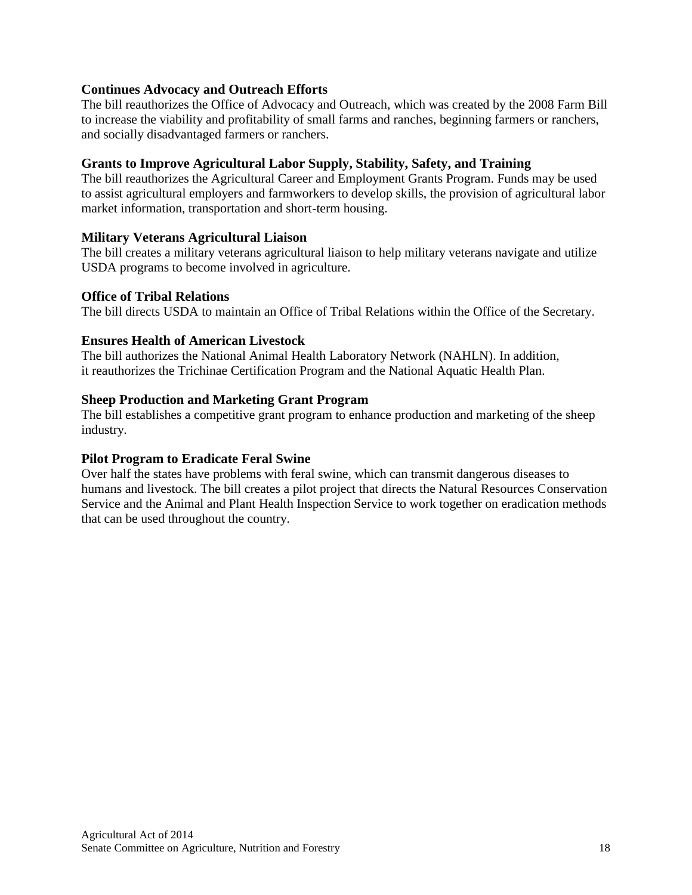**Continues Advocacy and Outreach Efforts**

The bill reauthorizes the Office of Advocacy and Outreach, which was created by the 2008 Farm Bill to increase the viability and profitability of small farms and ranches, beginning farmers or ranchers, and socially disadvantaged farmers or ranchers.

**Grants to Improve Agricultural Labor Supply, Stability, Safety, and Training**

The bill reauthorizes the Agricultural Career and Employment Grants Program. Funds may be used to assist agricultural employers and farmworkers to develop skills, the provision of agricultural labor market information, transportation and short-term housing.

**Military Veterans Agricultural Liaison**

The bill creates a military veterans agricultural liaison to help military veterans navigate and utilize USDA programs to become involved in agriculture.

**Office of Tribal Relations**

The bill directs USDA to maintain an Office of Tribal Relations within the Office of the Secretary.

**Ensures Health of American Livestock**

The bill authorizes the National Animal Health Laboratory Network (NAHLN). In addition, it reauthorizes the Trichinae Certification Program and the National Aquatic Health Plan.

**Sheep Production and Marketing Grant Program**

The bill establishes a competitive grant program to enhance production and marketing of the sheep industry.

**Pilot Program to Eradicate Feral Swine**

Over half the states have problems with feral swine, which can transmit dangerous diseases to humans and livestock. The bill creates a pilot project that directs the Natural Resources Conservation Service and the Animal and Plant Health Inspection Service to work together on eradication methods that can be used throughout the country.